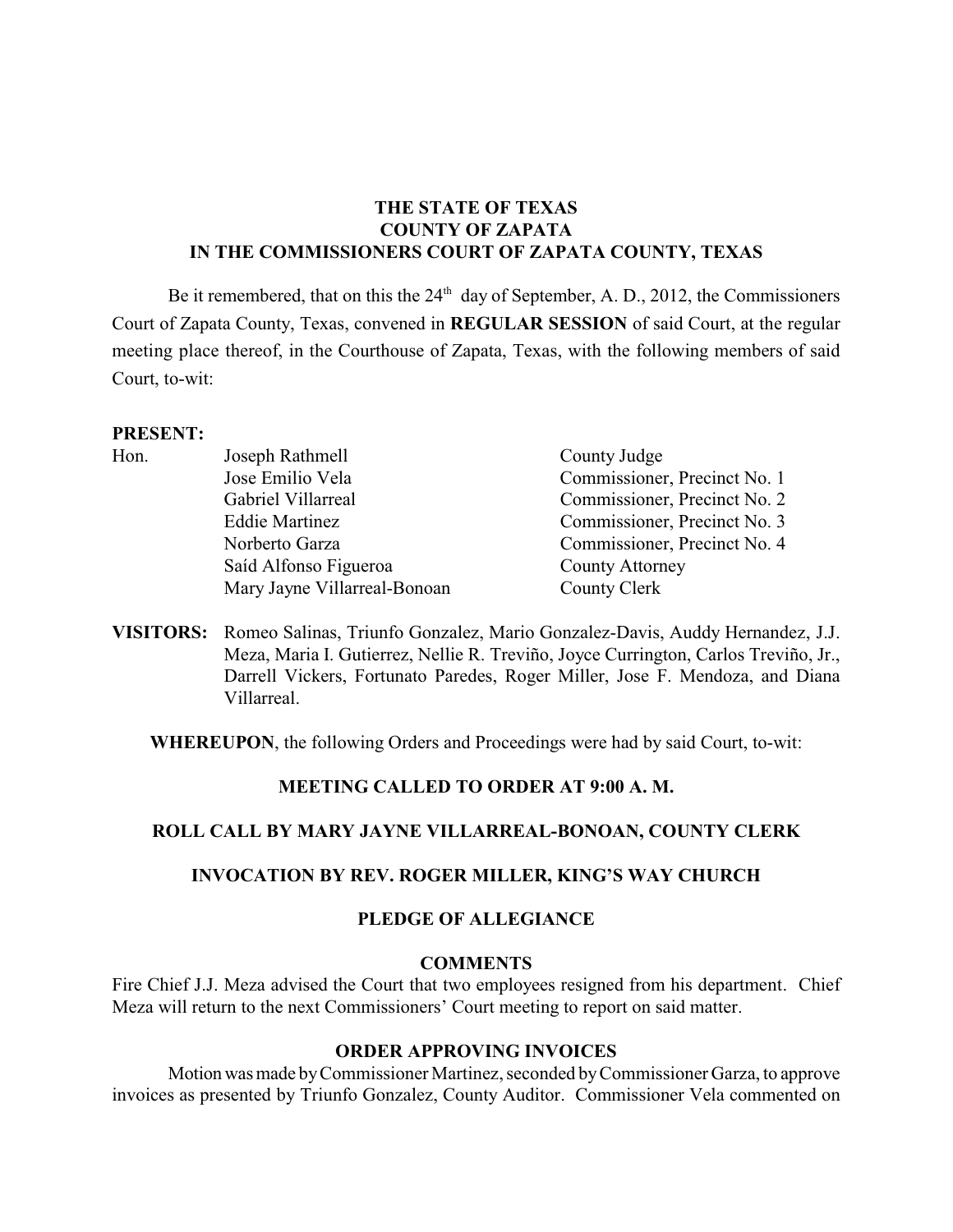**THE STATE OF TEXAS**
**COUNTY OF ZAPATA**
**IN THE COMMISSIONERS COURT OF ZAPATA COUNTY, TEXAS**

Be it remembered, that on this the 24th day of September, A. D., 2012, the Commissioners Court of Zapata County, Texas, convened in **REGULAR SESSION** of said Court, at the regular meeting place thereof, in the Courthouse of Zapata, Texas, with the following members of said Court, to-wit:

**PRESENT:**

| | | |
|---|---|---|
| Hon. | Joseph Rathmell | County Judge |
| | Jose Emilio Vela | Commissioner, Precinct No. 1 |
| | Gabriel Villarreal | Commissioner, Precinct No. 2 |
| | Eddie Martinez | Commissioner, Precinct No. 3 |
| | Norberto Garza | Commissioner, Precinct No. 4 |
| | Saíd Alfonso Figueroa | County Attorney |
| | Mary Jayne Villarreal-Bonoan | County Clerk |

**VISITORS:** Romeo Salinas, Triunfo Gonzalez, Mario Gonzalez-Davis, Auddy Hernandez, J.J. Meza, Maria I. Gutierrez, Nellie R. Treviño, Joyce Currington, Carlos Treviño, Jr., Darrell Vickers, Fortunato Paredes, Roger Miller, Jose F. Mendoza, and Diana Villarreal.

**WHEREUPON**, the following Orders and Proceedings were had by said Court, to-wit:

**MEETING CALLED TO ORDER AT 9:00 A. M.**

**ROLL CALL BY MARY JAYNE VILLARREAL-BONOAN, COUNTY CLERK**

**INVOCATION BY REV. ROGER MILLER, KING'S WAY CHURCH**

**PLEDGE OF ALLEGIANCE**

**COMMENTS**

Fire Chief J.J. Meza advised the Court that two employees resigned from his department. Chief Meza will return to the next Commissioners' Court meeting to report on said matter.

**ORDER APPROVING INVOICES**

Motion was made by Commissioner Martinez, seconded by Commissioner Garza, to approve invoices as presented by Triunfo Gonzalez, County Auditor. Commissioner Vela commented on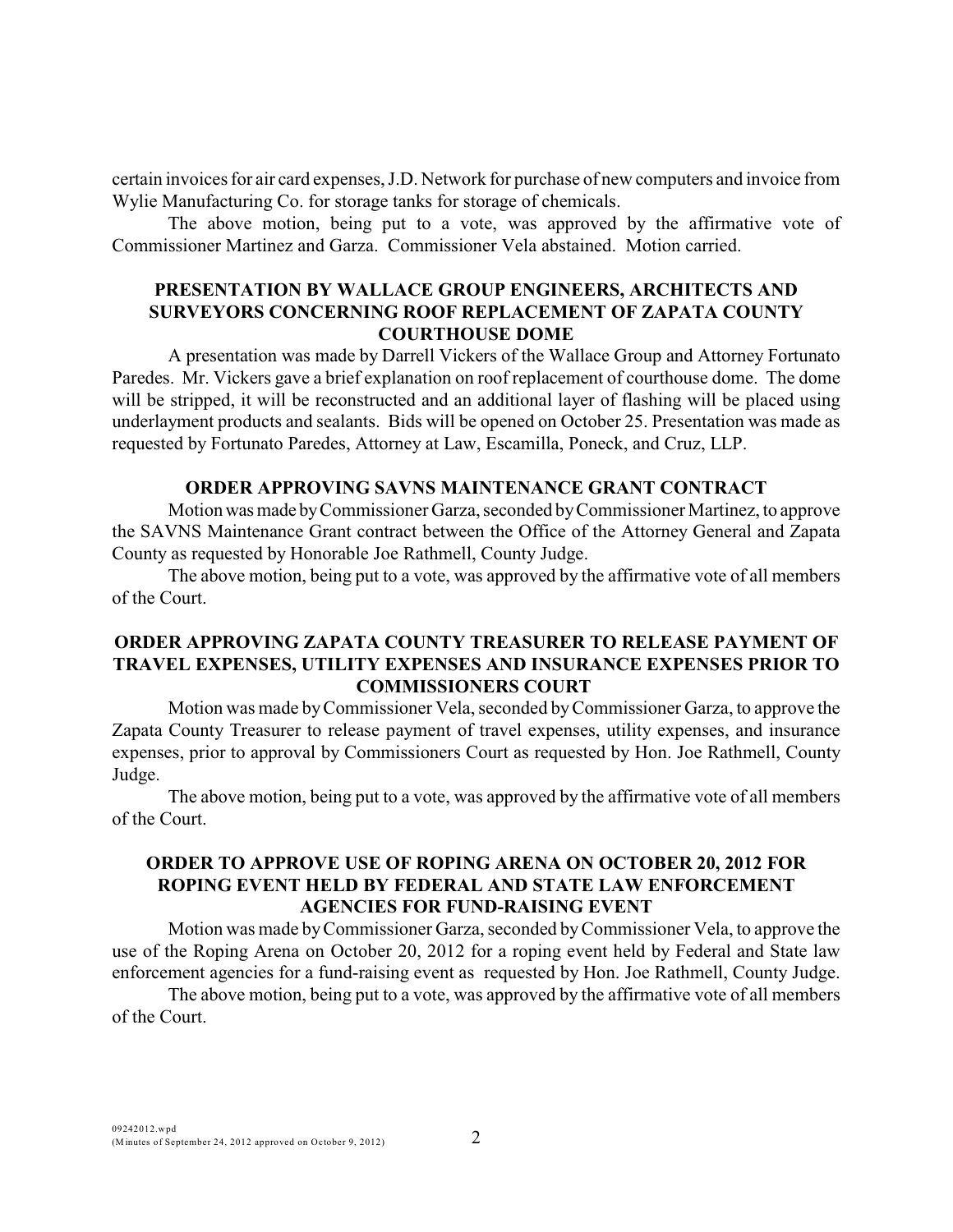certain invoices for air card expenses, J.D. Network for purchase of new computers and invoice from Wylie Manufacturing Co. for storage tanks for storage of chemicals.

The above motion, being put to a vote, was approved by the affirmative vote of Commissioner Martinez and Garza. Commissioner Vela abstained. Motion carried.

**PRESENTATION BY WALLACE GROUP ENGINEERS, ARCHITECTS AND SURVEYORS CONCERNING ROOF REPLACEMENT OF ZAPATA COUNTY COURTHOUSE DOME**

A presentation was made by Darrell Vickers of the Wallace Group and Attorney Fortunato Paredes. Mr. Vickers gave a brief explanation on roof replacement of courthouse dome. The dome will be stripped, it will be reconstructed and an additional layer of flashing will be placed using underlayment products and sealants. Bids will be opened on October 25. Presentation was made as requested by Fortunato Paredes, Attorney at Law, Escamilla, Poneck, and Cruz, LLP.

**ORDER APPROVING SAVNS MAINTENANCE GRANT CONTRACT**

Motion was made by Commissioner Garza, seconded by Commissioner Martinez, to approve the SAVNS Maintenance Grant contract between the Office of the Attorney General and Zapata County as requested by Honorable Joe Rathmell, County Judge.

The above motion, being put to a vote, was approved by the affirmative vote of all members of the Court.

**ORDER APPROVING ZAPATA COUNTY TREASURER TO RELEASE PAYMENT OF TRAVEL EXPENSES, UTILITY EXPENSES AND INSURANCE EXPENSES PRIOR TO COMMISSIONERS COURT**

Motion was made by Commissioner Vela, seconded by Commissioner Garza, to approve the Zapata County Treasurer to release payment of travel expenses, utility expenses, and insurance expenses, prior to approval by Commissioners Court as requested by Hon. Joe Rathmell, County Judge.

The above motion, being put to a vote, was approved by the affirmative vote of all members of the Court.

**ORDER TO APPROVE USE OF ROPING ARENA ON OCTOBER 20, 2012 FOR ROPING EVENT HELD BY FEDERAL AND STATE LAW ENFORCEMENT AGENCIES FOR FUND-RAISING EVENT**

Motion was made by Commissioner Garza, seconded by Commissioner Vela, to approve the use of the Roping Arena on October 20, 2012 for a roping event held by Federal and State law enforcement agencies for a fund-raising event as requested by Hon. Joe Rathmell, County Judge.

The above motion, being put to a vote, was approved by the affirmative vote of all members of the Court.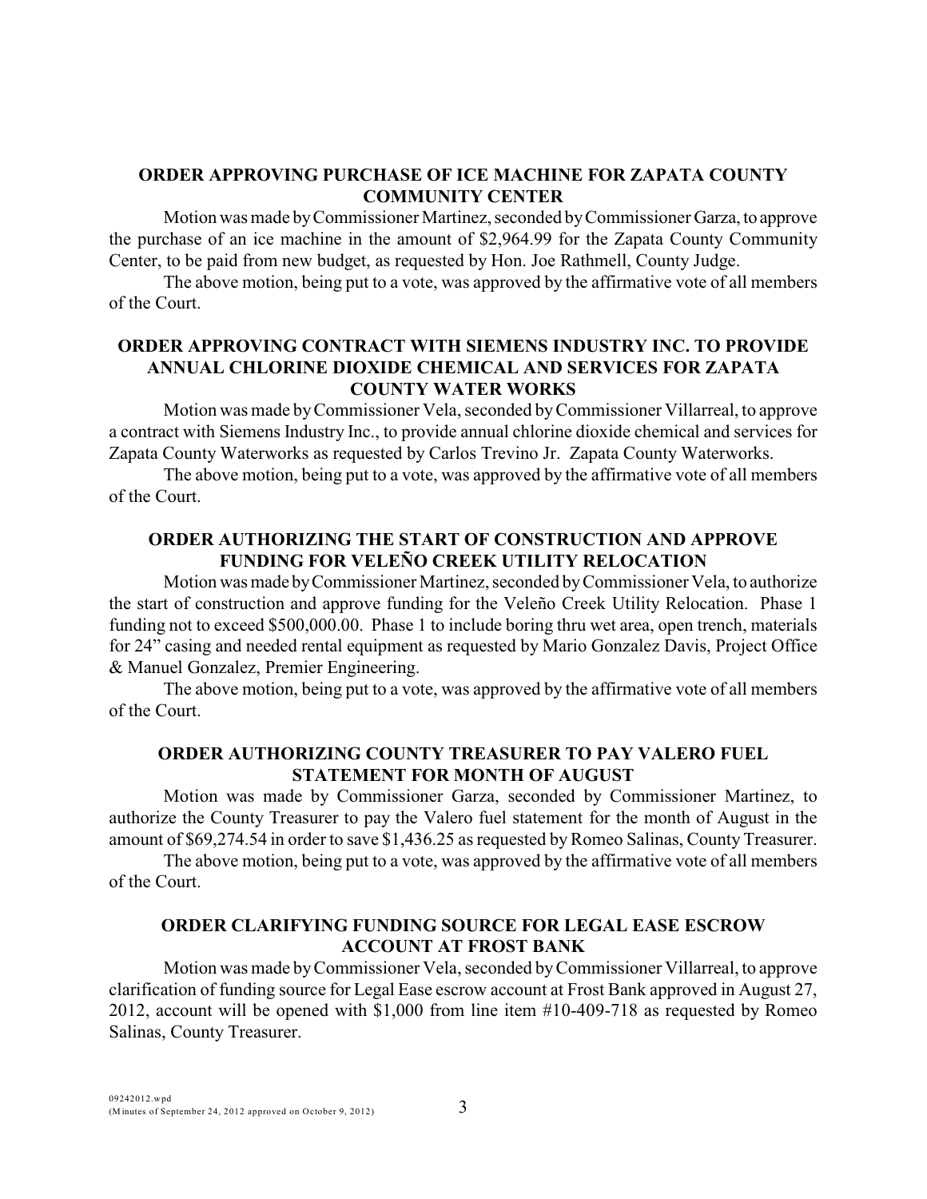## ORDER APPROVING PURCHASE OF ICE MACHINE FOR ZAPATA COUNTY COMMUNITY CENTER

Motion was made by Commissioner Martinez, seconded by Commissioner Garza, to approve the purchase of an ice machine in the amount of $2,964.99 for the Zapata County Community Center, to be paid from new budget, as requested by Hon. Joe Rathmell, County Judge.

The above motion, being put to a vote, was approved by the affirmative vote of all members of the Court.

## ORDER APPROVING CONTRACT WITH SIEMENS INDUSTRY INC. TO PROVIDE ANNUAL CHLORINE DIOXIDE CHEMICAL AND SERVICES FOR ZAPATA COUNTY WATER WORKS

Motion was made by Commissioner Vela, seconded by Commissioner Villarreal, to approve a contract with Siemens Industry Inc., to provide annual chlorine dioxide chemical and services for Zapata County Waterworks as requested by Carlos Trevino Jr. Zapata County Waterworks.

The above motion, being put to a vote, was approved by the affirmative vote of all members of the Court.

## ORDER AUTHORIZING THE START OF CONSTRUCTION AND APPROVE FUNDING FOR VELEÑO CREEK UTILITY RELOCATION

Motion was made by Commissioner Martinez, seconded by Commissioner Vela, to authorize the start of construction and approve funding for the Veleño Creek Utility Relocation. Phase 1 funding not to exceed $500,000.00. Phase 1 to include boring thru wet area, open trench, materials for 24" casing and needed rental equipment as requested by Mario Gonzalez Davis, Project Office & Manuel Gonzalez, Premier Engineering.

The above motion, being put to a vote, was approved by the affirmative vote of all members of the Court.

## ORDER AUTHORIZING COUNTY TREASURER TO PAY VALERO FUEL STATEMENT FOR MONTH OF AUGUST

Motion was made by Commissioner Garza, seconded by Commissioner Martinez, to authorize the County Treasurer to pay the Valero fuel statement for the month of August in the amount of $69,274.54 in order to save $1,436.25 as requested by Romeo Salinas, County Treasurer.

The above motion, being put to a vote, was approved by the affirmative vote of all members of the Court.

## ORDER CLARIFYING FUNDING SOURCE FOR LEGAL EASE ESCROW ACCOUNT AT FROST BANK

Motion was made by Commissioner Vela, seconded by Commissioner Villarreal, to approve clarification of funding source for Legal Ease escrow account at Frost Bank approved in August 27, 2012, account will be opened with $1,000 from line item #10-409-718 as requested by Romeo Salinas, County Treasurer.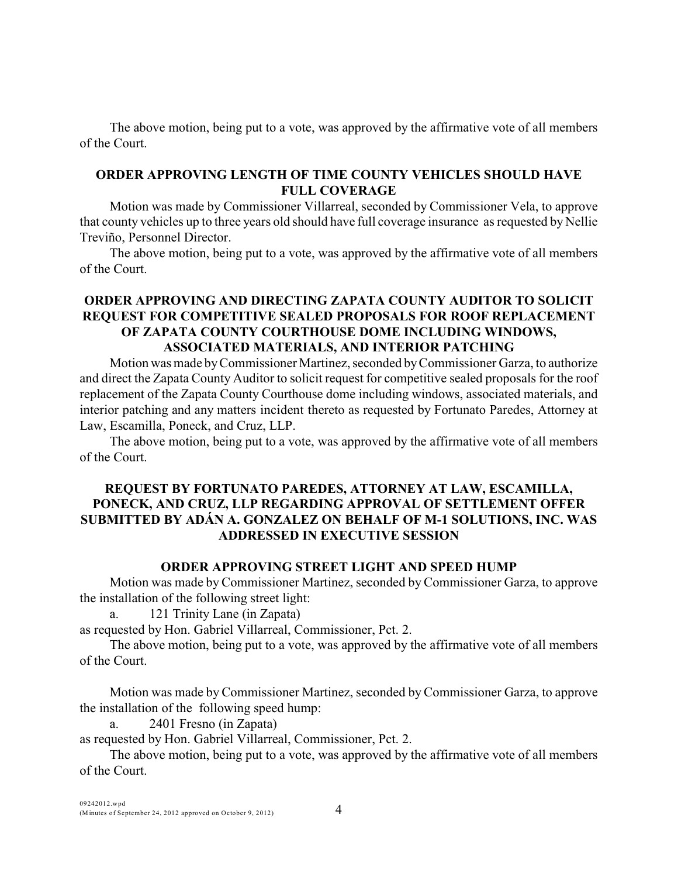The above motion, being put to a vote, was approved by the affirmative vote of all members of the Court.

## ORDER APPROVING LENGTH OF TIME COUNTY VEHICLES SHOULD HAVE FULL COVERAGE

Motion was made by Commissioner Villarreal, seconded by Commissioner Vela, to approve that county vehicles up to three years old should have full coverage insurance as requested by Nellie Treviño, Personnel Director.

The above motion, being put to a vote, was approved by the affirmative vote of all members of the Court.

## ORDER APPROVING AND DIRECTING ZAPATA COUNTY AUDITOR TO SOLICIT REQUEST FOR COMPETITIVE SEALED PROPOSALS FOR ROOF REPLACEMENT OF ZAPATA COUNTY COURTHOUSE DOME INCLUDING WINDOWS, ASSOCIATED MATERIALS, AND INTERIOR PATCHING

Motion was made by Commissioner Martinez, seconded by Commissioner Garza, to authorize and direct the Zapata County Auditor to solicit request for competitive sealed proposals for the roof replacement of the Zapata County Courthouse dome including windows, associated materials, and interior patching and any matters incident thereto as requested by Fortunato Paredes, Attorney at Law, Escamilla, Poneck, and Cruz, LLP.

The above motion, being put to a vote, was approved by the affirmative vote of all members of the Court.

## REQUEST BY FORTUNATO PAREDES, ATTORNEY AT LAW, ESCAMILLA, PONECK, AND CRUZ, LLP REGARDING APPROVAL OF SETTLEMENT OFFER SUBMITTED BY ADÁN A. GONZALEZ ON BEHALF OF M-1 SOLUTIONS, INC. WAS ADDRESSED IN EXECUTIVE SESSION

## ORDER APPROVING STREET LIGHT AND SPEED HUMP

Motion was made by Commissioner Martinez, seconded by Commissioner Garza, to approve the installation of the following street light:

a. 121 Trinity Lane (in Zapata)

as requested by Hon. Gabriel Villarreal, Commissioner, Pct. 2.

The above motion, being put to a vote, was approved by the affirmative vote of all members of the Court.

Motion was made by Commissioner Martinez, seconded by Commissioner Garza, to approve the installation of the following speed hump:

a. 2401 Fresno (in Zapata)

as requested by Hon. Gabriel Villarreal, Commissioner, Pct. 2.

The above motion, being put to a vote, was approved by the affirmative vote of all members of the Court.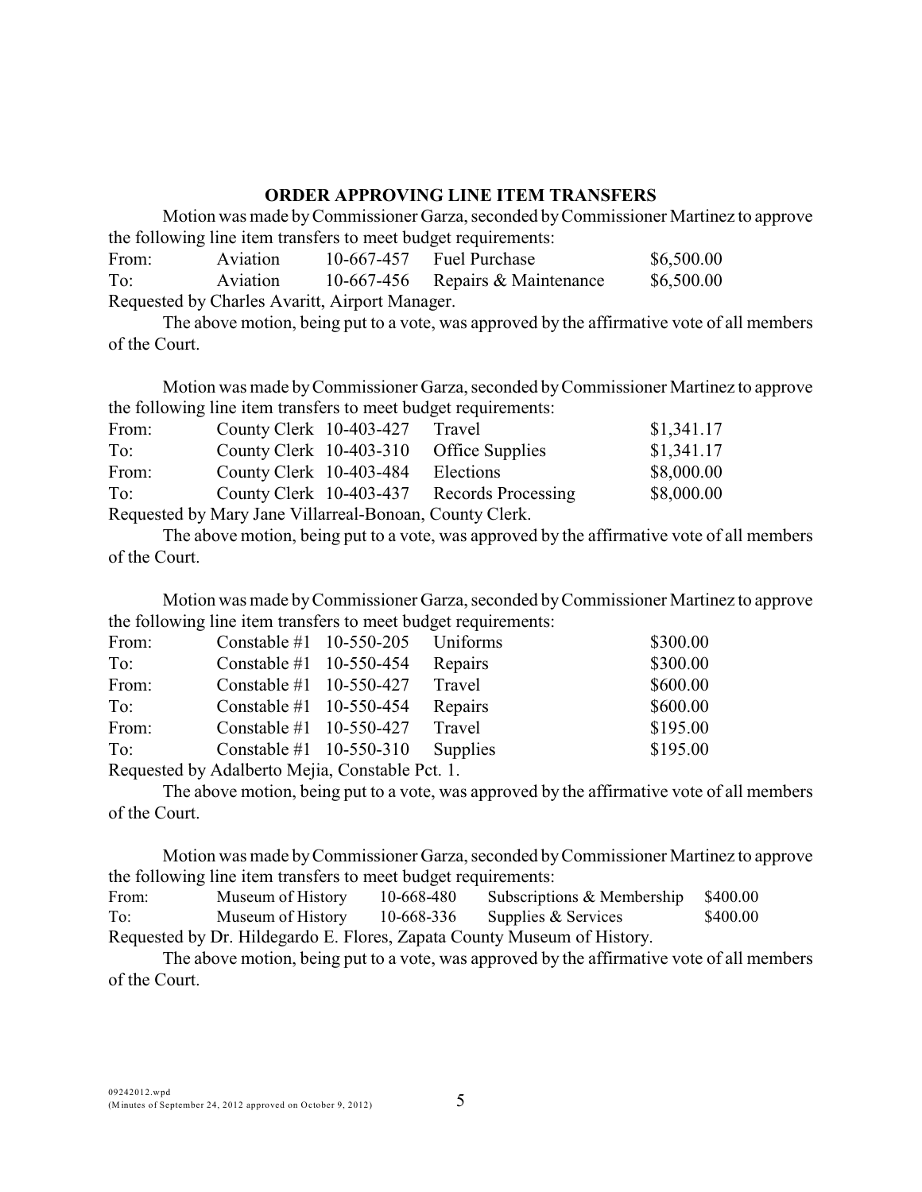## ORDER APPROVING LINE ITEM TRANSFERS

Motion was made by Commissioner Garza, seconded by Commissioner Martinez to approve the following line item transfers to meet budget requirements:

| | | | | |
|---|---|---|---|---|
| From: | Aviation | 10-667-457 | Fuel Purchase | $6,500.00 |
| To: | Aviation | 10-667-456 | Repairs & Maintenance | $6,500.00 |

Requested by Charles Avaritt, Airport Manager.

The above motion, being put to a vote, was approved by the affirmative vote of all members of the Court.

Motion was made by Commissioner Garza, seconded by Commissioner Martinez to approve the following line item transfers to meet budget requirements:

| | | | | |
|---|---|---|---|---|
| From: | County Clerk | 10-403-427 | Travel | $1,341.17 |
| To: | County Clerk | 10-403-310 | Office Supplies | $1,341.17 |
| From: | County Clerk | 10-403-484 | Elections | $8,000.00 |
| To: | County Clerk | 10-403-437 | Records Processing | $8,000.00 |

Requested by Mary Jane Villarreal-Bonoan, County Clerk.

The above motion, being put to a vote, was approved by the affirmative vote of all members of the Court.

Motion was made by Commissioner Garza, seconded by Commissioner Martinez to approve the following line item transfers to meet budget requirements:

| | | | | |
|---|---|---|---|---|
| From: | Constable #1 | 10-550-205 | Uniforms | $300.00 |
| To: | Constable #1 | 10-550-454 | Repairs | $300.00 |
| From: | Constable #1 | 10-550-427 | Travel | $600.00 |
| To: | Constable #1 | 10-550-454 | Repairs | $600.00 |
| From: | Constable #1 | 10-550-427 | Travel | $195.00 |
| To: | Constable #1 | 10-550-310 | Supplies | $195.00 |

Requested by Adalberto Mejia, Constable Pct. 1.

The above motion, being put to a vote, was approved by the affirmative vote of all members of the Court.

Motion was made by Commissioner Garza, seconded by Commissioner Martinez to approve the following line item transfers to meet budget requirements:

| | | | | |
|---|---|---|---|---|
| From: | Museum of History | 10-668-480 | Subscriptions & Membership | $400.00 |
| To: | Museum of History | 10-668-336 | Supplies & Services | $400.00 |

Requested by Dr. Hildegardo E. Flores, Zapata County Museum of History.

The above motion, being put to a vote, was approved by the affirmative vote of all members of the Court.

09242012.wpd
(Minutes of September 24, 2012 approved on October 9, 2012)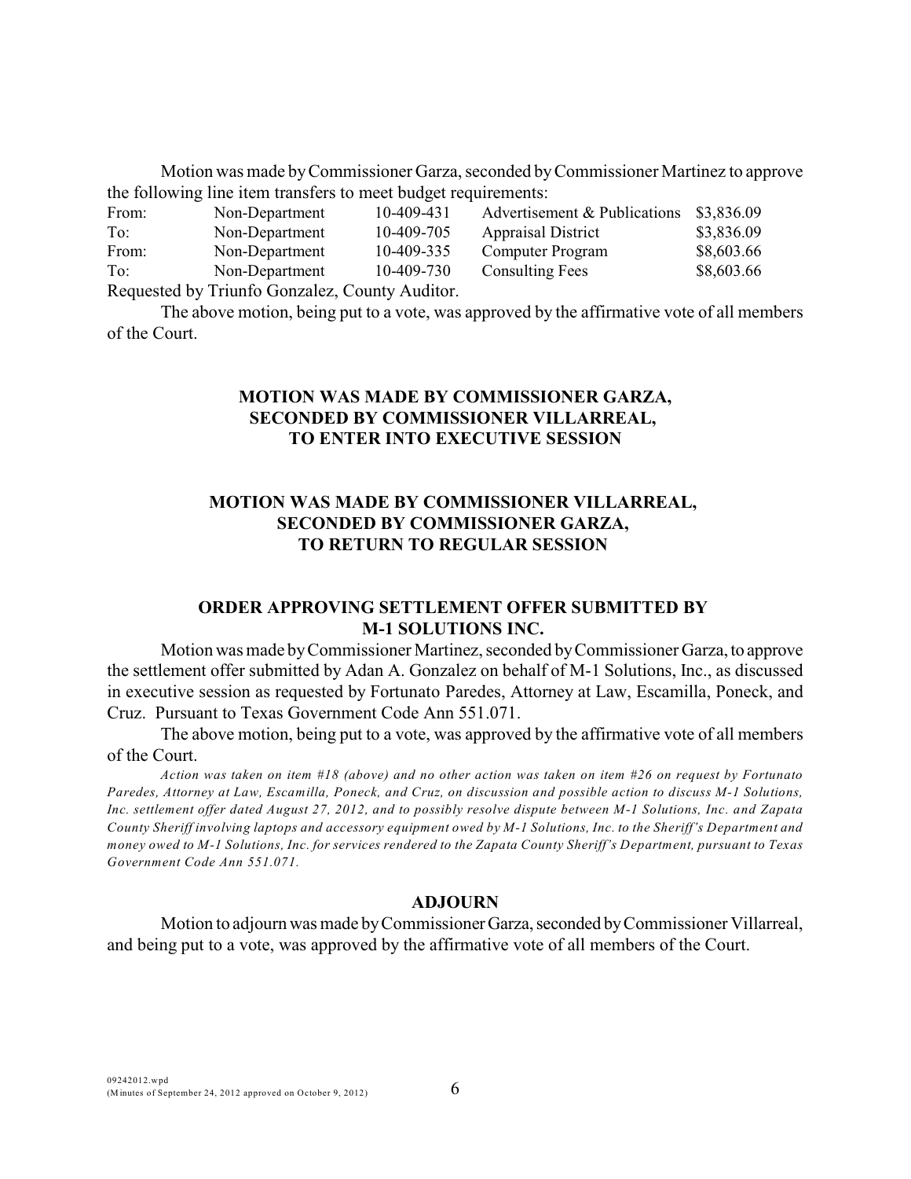Motion was made by Commissioner Garza, seconded by Commissioner Martinez to approve the following line item transfers to meet budget requirements:

| | | | | |
|---|---|---|---|---|
| From: | Non-Department | 10-409-431 | Advertisement & Publications | $3,836.09 |
| To: | Non-Department | 10-409-705 | Appraisal District | $3,836.09 |
| From: | Non-Department | 10-409-335 | Computer Program | $8,603.66 |
| To: | Non-Department | 10-409-730 | Consulting Fees | $8,603.66 |

Requested by Triunfo Gonzalez, County Auditor.

The above motion, being put to a vote, was approved by the affirmative vote of all members of the Court.

**MOTION WAS MADE BY COMMISSIONER GARZA, SECONDED BY COMMISSIONER VILLARREAL, TO ENTER INTO EXECUTIVE SESSION**

**MOTION WAS MADE BY COMMISSIONER VILLARREAL, SECONDED BY COMMISSIONER GARZA, TO RETURN TO REGULAR SESSION**

**ORDER APPROVING SETTLEMENT OFFER SUBMITTED BY M-1 SOLUTIONS INC.**

Motion was made by Commissioner Martinez, seconded by Commissioner Garza, to approve the settlement offer submitted by Adan A. Gonzalez on behalf of M-1 Solutions, Inc., as discussed in executive session as requested by Fortunato Paredes, Attorney at Law, Escamilla, Poneck, and Cruz. Pursuant to Texas Government Code Ann 551.071.

The above motion, being put to a vote, was approved by the affirmative vote of all members of the Court.

*Action was taken on item #18 (above) and no other action was taken on item #26 on request by Fortunato Paredes, Attorney at Law, Escamilla, Poneck, and Cruz, on discussion and possible action to discuss M-1 Solutions, Inc. settlement offer dated August 27, 2012, and to possibly resolve dispute between M-1 Solutions, Inc. and Zapata County Sheriff involving laptops and accessory equipment owed by M-1 Solutions, Inc. to the Sheriff's Department and money owed to M-1 Solutions, Inc. for services rendered to the Zapata County Sheriff's Department, pursuant to Texas Government Code Ann 551.071.*

**ADJOURN**

Motion to adjourn was made by Commissioner Garza, seconded by Commissioner Villarreal, and being put to a vote, was approved by the affirmative vote of all members of the Court.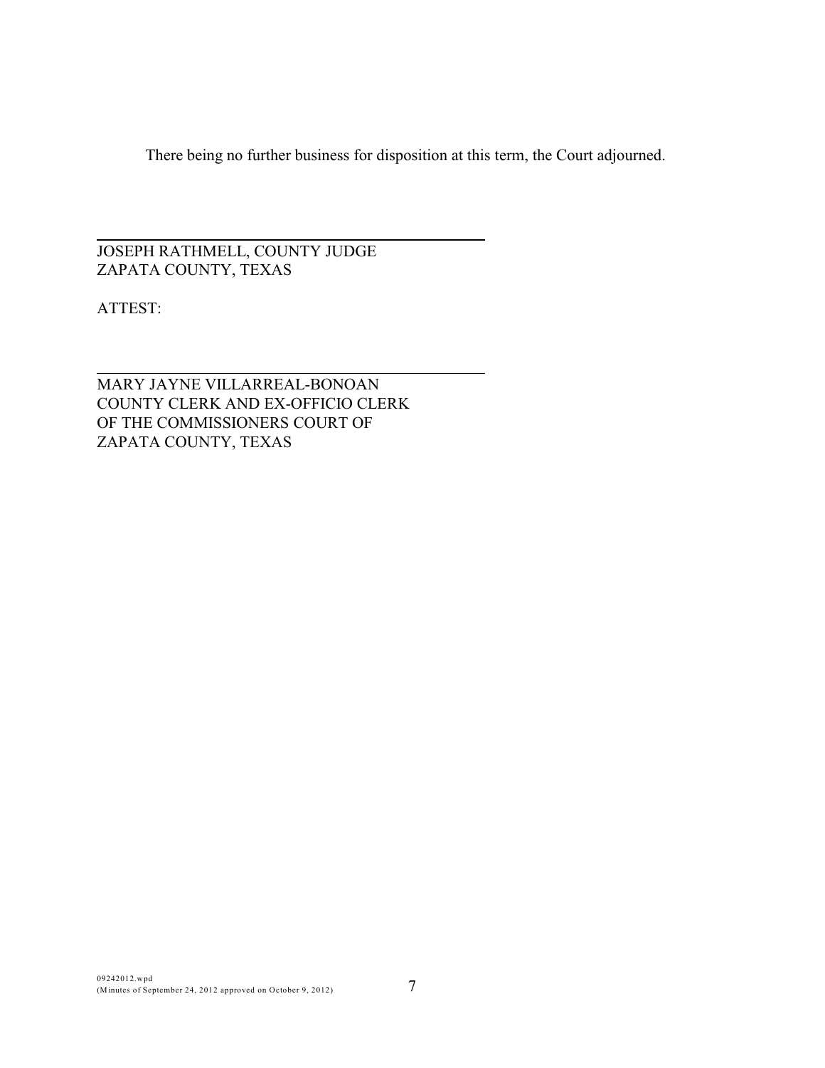There being no further business for disposition at this term, the Court adjourned.

\_\_\_\_\_\_\_\_\_\_\_\_\_\_\_\_\_\_\_\_\_\_\_\_\_\_\_\_\_\_\_\_\_\_\_\_\_\_\_\_

JOSEPH RATHMELL, COUNTY JUDGE
ZAPATA COUNTY, TEXAS

ATTEST:

\_\_\_\_\_\_\_\_\_\_\_\_\_\_\_\_\_\_\_\_\_\_\_\_\_\_\_\_\_\_\_\_\_\_\_\_\_\_\_\_

MARY JAYNE VILLARREAL-BONOAN
COUNTY CLERK AND EX-OFFICIO CLERK
OF THE COMMISSIONERS COURT OF
ZAPATA COUNTY, TEXAS

09242012.wpd
(Minutes of September 24, 2012 approved on October 9, 2012)